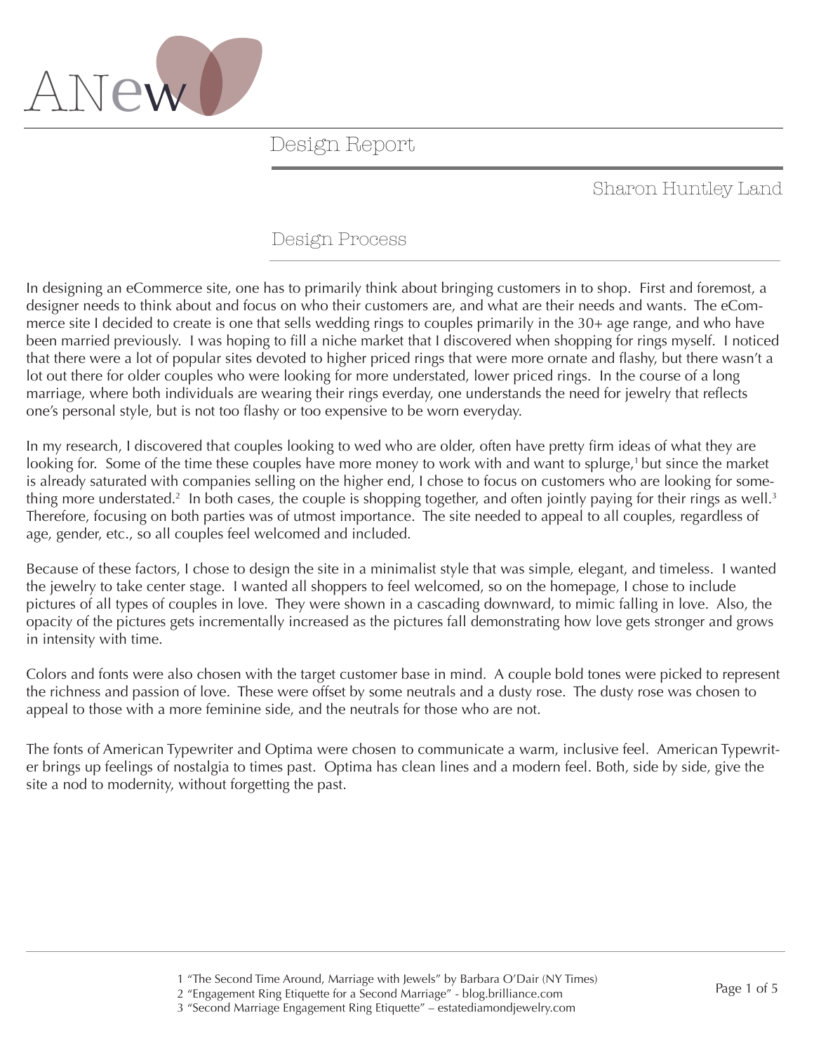# ANew

## Design Report

Sharon Huntley Land

### Design Process

In designing an eCommerce site, one has to primarily think about bringing customers in to shop. First and foremost, a designer needs to think about and focus on who their customers are, and what are their needs and wants. The eCommerce site I decided to create is one that sells wedding rings to couples primarily in the 30+ age range, and who have been married previously. I was hoping to fill a niche market that I discovered when shopping for rings myself. I noticed that there were a lot of popular sites devoted to higher priced rings that were more ornate and flashy, but there wasn't a lot out there for older couples who were looking for more understated, lower priced rings. In the course of a long marriage, where both individuals are wearing their rings everday, one understands the need for jewelry that reflects one's personal style, but is not too flashy or too expensive to be worn everyday.

In my research, I discovered that couples looking to wed who are older, often have pretty firm ideas of what they are looking for. Some of the time these couples have more money to work with and want to splurge,[1] but since the market is already saturated with companies selling on the higher end, I chose to focus on customers who are looking for something more understated.[2] In both cases, the couple is shopping together, and often jointly paying for their rings as well.[3] Therefore, focusing on both parties was of utmost importance. The site needed to appeal to all couples, regardless of age, gender, etc., so all couples feel welcomed and included.

Because of these factors, I chose to design the site in a minimalist style that was simple, elegant, and timeless. I wanted the jewelry to take center stage. I wanted all shoppers to feel welcomed, so on the homepage, I chose to include pictures of all types of couples in love. They were shown in a cascading downward, to mimic falling in love. Also, the opacity of the pictures gets incrementally increased as the pictures fall demonstrating how love gets stronger and grows in intensity with time.

Colors and fonts were also chosen with the target customer base in mind. A couple bold tones were picked to represent the richness and passion of love. These were offset by some neutrals and a dusty rose. The dusty rose was chosen to appeal to those with a more feminine side, and the neutrals for those who are not.

The fonts of American Typewriter and Optima were chosen to communicate a warm, inclusive feel. American Typewriter brings up feelings of nostalgia to times past. Optima has clean lines and a modern feel. Both, side by side, give the site a nod to modernity, without forgetting the past.

---

1 "The Second Time Around, Marriage with Jewels" by Barbara O'Dair (NY Times)
2 "Engagement Ring Etiquette for a Second Marriage" - blog.brilliance.com
3 "Second Marriage Engagement Ring Etiquette" – estatediamondjewelry.com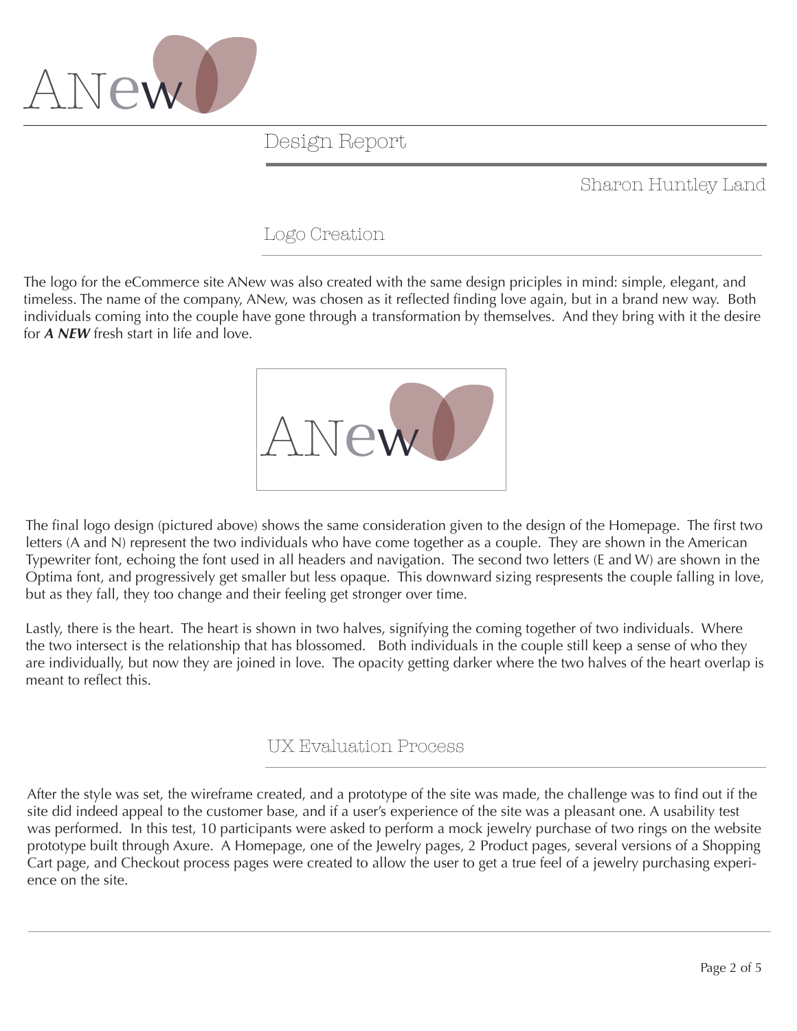# Design Report

Sharon Huntley Land

## Logo Creation

The logo for the eCommerce site ANew was also created with the same design priciples in mind: simple, elegant, and timeless. The name of the company, ANew, was chosen as it reflected finding love again, but in a brand new way. Both individuals coming into the couple have gone through a transformation by themselves. And they bring with it the desire for ***A NEW*** fresh start in life and love.

The final logo design (pictured above) shows the same consideration given to the design of the Homepage. The first two letters (A and N) represent the two individuals who have come together as a couple. They are shown in the American Typewriter font, echoing the font used in all headers and navigation. The second two letters (E and W) are shown in the Optima font, and progressively get smaller but less opaque. This downward sizing respresents the couple falling in love, but as they fall, they too change and their feeling get stronger over time.

Lastly, there is the heart. The heart is shown in two halves, signifying the coming together of two individuals. Where the two intersect is the relationship that has blossomed. Both individuals in the couple still keep a sense of who they are individually, but now they are joined in love. The opacity getting darker where the two halves of the heart overlap is meant to reflect this.

## UX Evaluation Process

After the style was set, the wireframe created, and a prototype of the site was made, the challenge was to find out if the site did indeed appeal to the customer base, and if a user's experience of the site was a pleasant one. A usability test was performed. In this test, 10 participants were asked to perform a mock jewelry purchase of two rings on the website prototype built through Axure. A Homepage, one of the Jewelry pages, 2 Product pages, several versions of a Shopping Cart page, and Checkout process pages were created to allow the user to get a true feel of a jewelry purchasing experience on the site.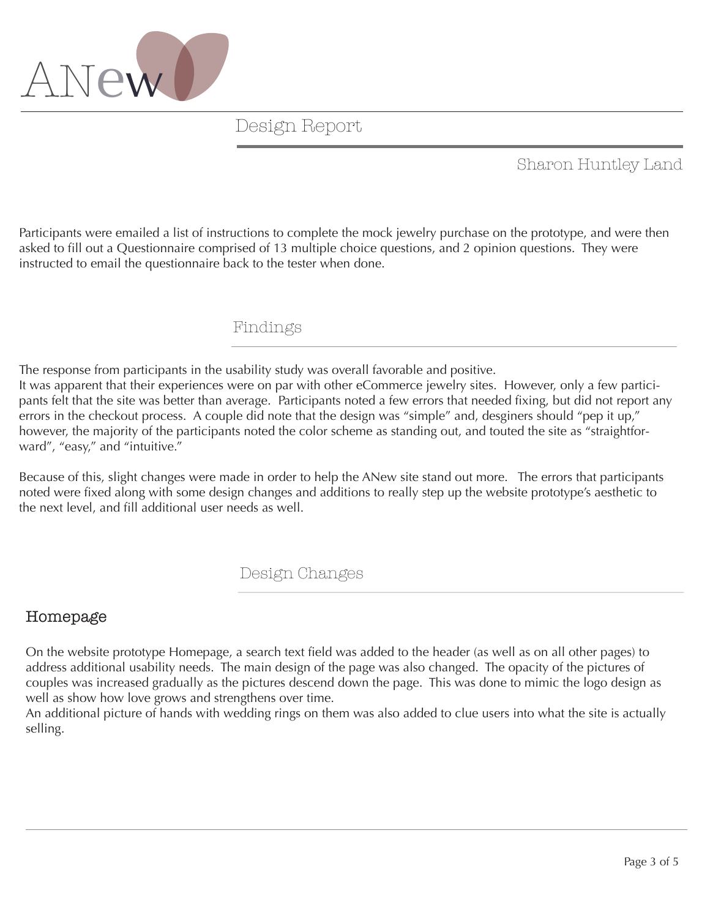# ANew

## Design Report

Sharon Huntley Land

Participants were emailed a list of instructions to complete the mock jewelry purchase on the prototype, and were then asked to fill out a Questionnaire comprised of 13 multiple choice questions, and 2 opinion questions. They were instructed to email the questionnaire back to the tester when done.

## Findings

The response from participants in the usability study was overall favorable and positive.
It was apparent that their experiences were on par with other eCommerce jewelry sites. However, only a few participants felt that the site was better than average. Participants noted a few errors that needed fixing, but did not report any errors in the checkout process. A couple did note that the design was "simple" and, desginers should "pep it up," however, the majority of the participants noted the color scheme as standing out, and touted the site as "straightforward", "easy," and "intuitive."

Because of this, slight changes were made in order to help the ANew site stand out more. The errors that participants noted were fixed along with some design changes and additions to really step up the website prototype's aesthetic to the next level, and fill additional user needs as well.

## Design Changes

### Homepage

On the website prototype Homepage, a search text field was added to the header (as well as on all other pages) to address additional usability needs. The main design of the page was also changed. The opacity of the pictures of couples was increased gradually as the pictures descend down the page. This was done to mimic the logo design as well as show how love grows and strengthens over time.
An additional picture of hands with wedding rings on them was also added to clue users into what the site is actually selling.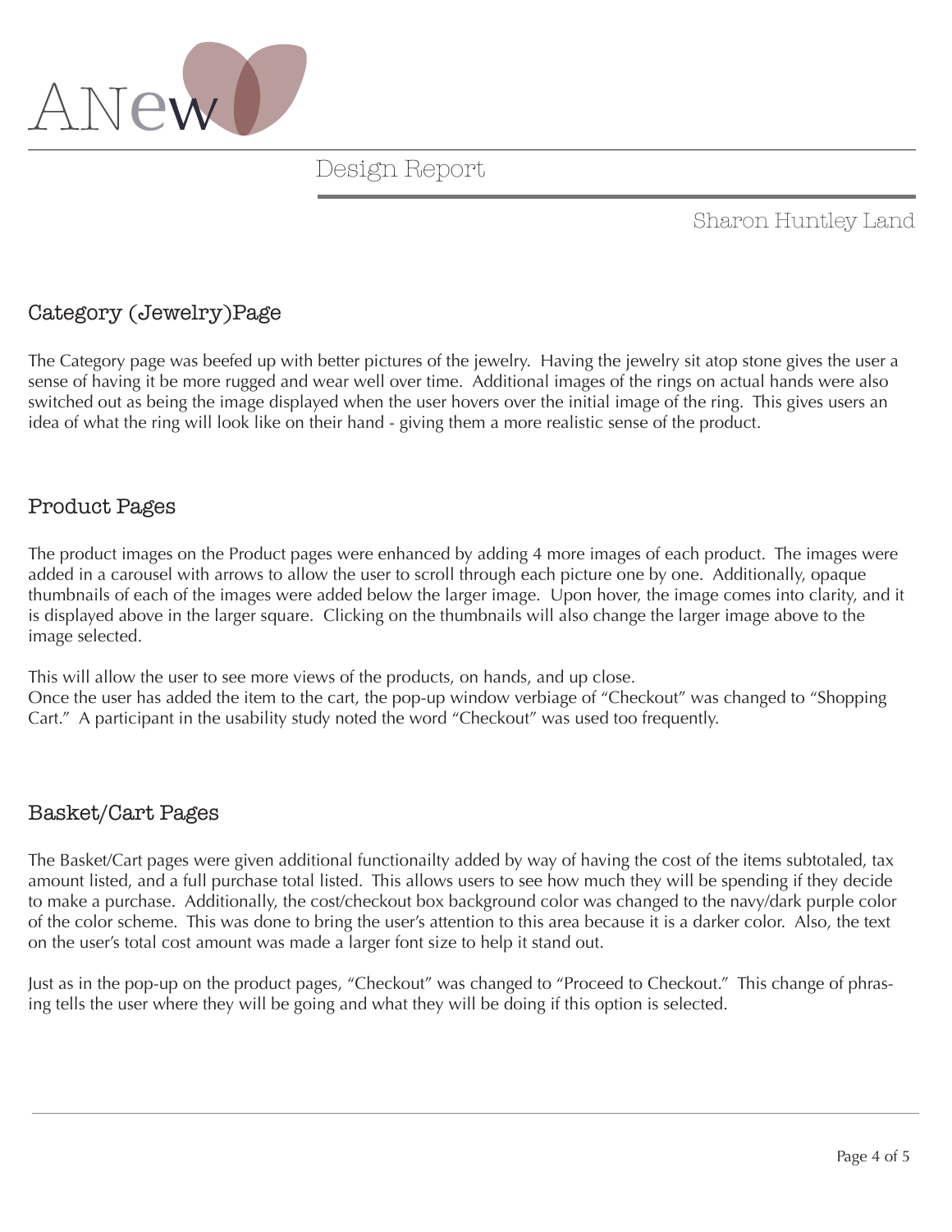# Design Report

Sharon Huntley Land

## Category (Jewelry)Page

The Category page was beefed up with better pictures of the jewelry. Having the jewelry sit atop stone gives the user a sense of having it be more rugged and wear well over time. Additional images of the rings on actual hands were also switched out as being the image displayed when the user hovers over the initial image of the ring. This gives users an idea of what the ring will look like on their hand - giving them a more realistic sense of the product.

## Product Pages

The product images on the Product pages were enhanced by adding 4 more images of each product. The images were added in a carousel with arrows to allow the user to scroll through each picture one by one. Additionally, opaque thumbnails of each of the images were added below the larger image. Upon hover, the image comes into clarity, and it is displayed above in the larger square. Clicking on the thumbnails will also change the larger image above to the image selected.

This will allow the user to see more views of the products, on hands, and up close.
Once the user has added the item to the cart, the pop-up window verbiage of "Checkout" was changed to "Shopping Cart." A participant in the usability study noted the word "Checkout" was used too frequently.

## Basket/Cart Pages

The Basket/Cart pages were given additional functionailty added by way of having the cost of the items subtotaled, tax amount listed, and a full purchase total listed. This allows users to see how much they will be spending if they decide to make a purchase. Additionally, the cost/checkout box background color was changed to the navy/dark purple color of the color scheme. This was done to bring the user's attention to this area because it is a darker color. Also, the text on the user's total cost amount was made a larger font size to help it stand out.

Just as in the pop-up on the product pages, "Checkout" was changed to "Proceed to Checkout." This change of phrasing tells the user where they will be going and what they will be doing if this option is selected.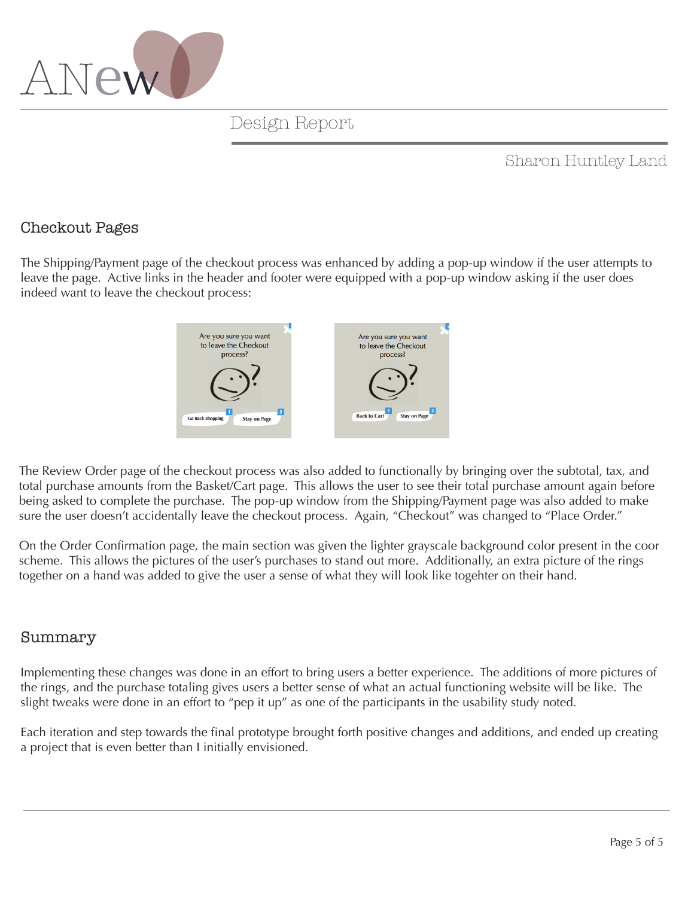## Checkout Pages

The Shipping/Payment page of the checkout process was enhanced by adding a pop-up window if the user attempts to leave the page. Active links in the header and footer were equipped with a pop-up window asking if the user does indeed want to leave the checkout process:

The Review Order page of the checkout process was also added to functionally by bringing over the subtotal, tax, and total purchase amounts from the Basket/Cart page. This allows the user to see their total purchase amount again before being asked to complete the purchase. The pop-up window from the Shipping/Payment page was also added to make sure the user doesn't accidentally leave the checkout process. Again, "Checkout" was changed to "Place Order."

On the Order Confirmation page, the main section was given the lighter grayscale background color present in the coor scheme. This allows the pictures of the user's purchases to stand out more. Additionally, an extra picture of the rings together on a hand was added to give the user a sense of what they will look like togehter on their hand.

## Summary

Implementing these changes was done in an effort to bring users a better experience. The additions of more pictures of the rings, and the purchase totaling gives users a better sense of what an actual functioning website will be like. The slight tweaks were done in an effort to "pep it up" as one of the participants in the usability study noted.

Each iteration and step towards the final prototype brought forth positive changes and additions, and ended up creating a project that is even better than I initially envisioned.